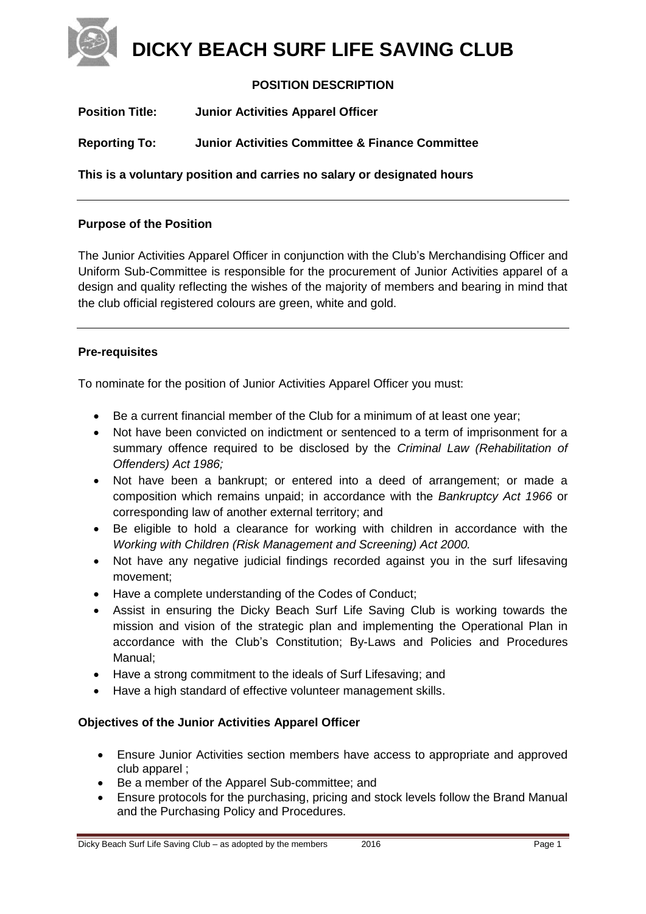# DICKY BEACH SURF LIFE SAVING CLUB

**POSITION DESCRIPTION**

**Position Title:** **Junior Activities Apparel Officer**

**Reporting To:** **Junior Activities Committee & Finance Committee**

**This is a voluntary position and carries no salary or designated hours**

---

### Purpose of the Position

The Junior Activities Apparel Officer in conjunction with the Club's Merchandising Officer and Uniform Sub-Committee is responsible for the procurement of Junior Activities apparel of a design and quality reflecting the wishes of the majority of members and bearing in mind that the club official registered colours are green, white and gold.

---

### Pre-requisites

To nominate for the position of Junior Activities Apparel Officer you must:

- Be a current financial member of the Club for a minimum of at least one year;
- Not have been convicted on indictment or sentenced to a term of imprisonment for a summary offence required to be disclosed by the *Criminal Law (Rehabilitation of Offenders) Act 1986;*
- Not have been a bankrupt; or entered into a deed of arrangement; or made a composition which remains unpaid; in accordance with the *Bankruptcy Act 1966* or corresponding law of another external territory; and
- Be eligible to hold a clearance for working with children in accordance with the *Working with Children (Risk Management and Screening) Act 2000.*
- Not have any negative judicial findings recorded against you in the surf lifesaving movement;
- Have a complete understanding of the Codes of Conduct;
- Assist in ensuring the Dicky Beach Surf Life Saving Club is working towards the mission and vision of the strategic plan and implementing the Operational Plan in accordance with the Club's Constitution; By-Laws and Policies and Procedures Manual;
- Have a strong commitment to the ideals of Surf Lifesaving; and
- Have a high standard of effective volunteer management skills.

### Objectives of the Junior Activities Apparel Officer

- Ensure Junior Activities section members have access to appropriate and approved club apparel ;
- Be a member of the Apparel Sub-committee; and
- Ensure protocols for the purchasing, pricing and stock levels follow the Brand Manual and the Purchasing Policy and Procedures.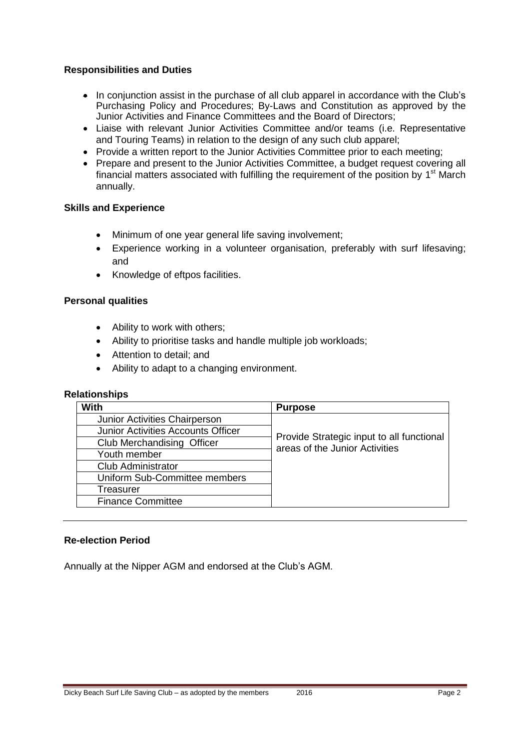### Responsibilities and Duties

- In conjunction assist in the purchase of all club apparel in accordance with the Club's Purchasing Policy and Procedures; By-Laws and Constitution as approved by the Junior Activities and Finance Committees and the Board of Directors;
- Liaise with relevant Junior Activities Committee and/or teams (i.e. Representative and Touring Teams) in relation to the design of any such club apparel;
- Provide a written report to the Junior Activities Committee prior to each meeting;
- Prepare and present to the Junior Activities Committee, a budget request covering all financial matters associated with fulfilling the requirement of the position by 1st March annually.

### Skills and Experience

- Minimum of one year general life saving involvement;
- Experience working in a volunteer organisation, preferably with surf lifesaving; and
- Knowledge of eftpos facilities.

### Personal qualities

- Ability to work with others;
- Ability to prioritise tasks and handle multiple job workloads;
- Attention to detail; and
- Ability to adapt to a changing environment.

### Relationships

| With | Purpose |
|---|---|
| Junior Activities Chairperson | Provide Strategic input to all functional areas of the Junior Activities |
| Junior Activities Accounts Officer | |
| Club Merchandising Officer | |
| Youth member | |
| Club Administrator | |
| Uniform Sub-Committee members | |
| Treasurer | |
| Finance Committee | |

### Re-election Period

Annually at the Nipper AGM and endorsed at the Club's AGM.